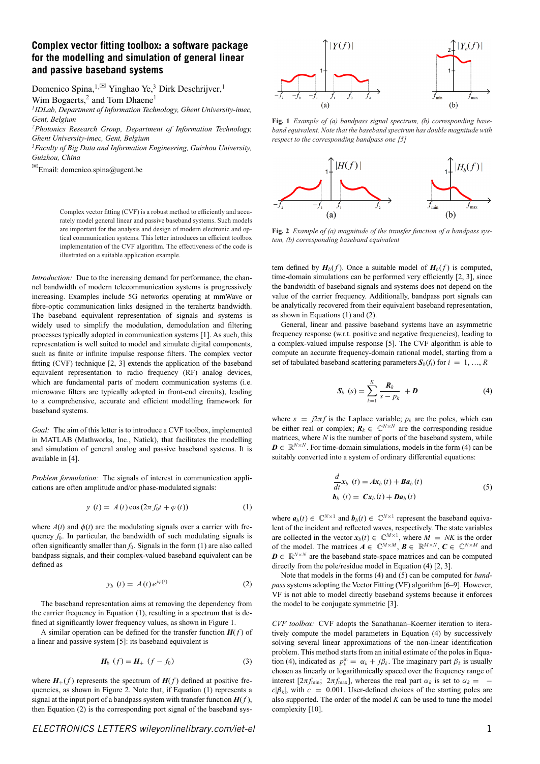# Complex vector fitting toolbox: a software package for the modelling and simulation of general linear and passive baseband systems

Domenico Spina,[1,✉] Yinghao Ye,[3] Dirk Deschrijver,[1] Wim Bogaerts,[2] and Tom Dhaene[1]

[1] IDLab, Department of Information Technology, Ghent University-imec, Gent, Belgium

[2] Photonics Research Group, Department of Information Technology, Ghent University-imec, Gent, Belgium

[3] Faculty of Big Data and Information Engineering, Guizhou University, Guizhou, China

✉ Email: domenico.spina@ugent.be

Complex vector fitting (CVF) is a robust method to efficiently and accurately model general linear and passive baseband systems. Such models are important for the analysis and design of modern electronic and optical communication systems. This letter introduces an efficient toolbox implementation of the CVF algorithm. The effectiveness of the code is illustrated on a suitable application example.

*Introduction:* Due to the increasing demand for performance, the channel bandwidth of modern telecommunication systems is progressively increasing. Examples include 5G networks operating at mmWave or fibre-optic communication links designed in the terahertz bandwidth. The baseband equivalent representation of signals and systems is widely used to simplify the modulation, demodulation and filtering processes typically adopted in communication systems [1]. As such, this representation is well suited to model and simulate digital components, such as finite or infinite impulse response filters. The complex vector fitting (CVF) technique [2, 3] extends the application of the baseband equivalent representation to radio frequency (RF) analog devices, which are fundamental parts of modern communication systems (i.e. microwave filters are typically adopted in front-end circuits), leading to a comprehensive, accurate and efficient modelling framework for baseband systems.

*Goal:* The aim of this letter is to introduce a CVF toolbox, implemented in MATLAB (Mathworks, Inc., Natick), that facilitates the modelling and simulation of general analog and passive baseband systems. It is available in [4].

*Problem formulation:* The signals of interest in communication applications are often amplitude and/or phase-modulated signals:

$$y\ (t) = A\,(t)\cos\left(2\pi f_0 t + \varphi\,(t)\right) \tag{1}$$

where $A(t)$ and $\phi(t)$ are the modulating signals over a carrier with frequency $f_0$. In particular, the bandwidth of such modulating signals is often significantly smaller than $f_0$. Signals in the form (1) are also called bandpass signals, and their complex-valued baseband equivalent can be defined as

$$y_b\ (t) = A\,(t)\,e^{j\varphi(t)} \tag{2}$$

The baseband representation aims at removing the dependency from the carrier frequency in Equation (1), resulting in a spectrum that is defined at significantly lower frequency values, as shown in Figure 1.

A similar operation can be defined for the transfer function $\boldsymbol{H}(f)$ of a linear and passive system [5]: its baseband equivalent is

$$\boldsymbol{H}_b\ (f) = \boldsymbol{H}_+\ (f - f_0) \tag{3}$$

where $\boldsymbol{H}_+(f)$ represents the spectrum of $\boldsymbol{H}(f)$ defined at positive frequencies, as shown in Figure 2. Note that, if Equation (1) represents a signal at the input port of a bandpass system with transfer function $\boldsymbol{H}(f)$, then Equation (2) is the corresponding port signal of the baseband system defined by $\boldsymbol{H}_b(f)$. Once a suitable model of $\boldsymbol{H}_b(f)$ is computed, time-domain simulations can be performed very efficiently [2, 3], since the bandwidth of baseband signals and systems does not depend on the value of the carrier frequency. Additionally, bandpass port signals can be analytically recovered from their equivalent baseband representation, as shown in Equations (1) and (2).

**Fig. 1** *Example of (a) bandpass signal spectrum, (b) corresponding baseband equivalent. Note that the baseband spectrum has double magnitude with respect to the corresponding bandpass one [5]*

**Fig. 2** *Example of (a) magnitude of the transfer function of a bandpass system, (b) corresponding baseband equivalent*

General, linear and passive baseband systems have an asymmetric frequency response (w.r.t. positive and negative frequencies), leading to a complex-valued impulse response [5]. The CVF algorithm is able to compute an accurate frequency-domain rational model, starting from a set of tabulated baseband scattering parameters $\boldsymbol{S}_b(f_i)$ for $i = 1, \ldots, R$

$$\boldsymbol{S}_b\ (s) = \sum_{k=1}^{K} \frac{\boldsymbol{R}_k}{s - p_k} + \boldsymbol{D} \tag{4}$$

where $s = j2\pi f$ is the Laplace variable; $p_k$ are the poles, which can be either real or complex; $\boldsymbol{R}_k \in \mathbb{C}^{N\times N}$ are the corresponding residue matrices, where $N$ is the number of ports of the baseband system, while $\boldsymbol{D} \in \mathbb{R}^{N\times N}$. For time-domain simulations, models in the form (4) can be suitably converted into a system of ordinary differential equations:

$$\begin{aligned} \frac{d}{dt}\boldsymbol{x}_b\ (t) &= \boldsymbol{A}\boldsymbol{x}_b\,(t) + \boldsymbol{B}\boldsymbol{a}_b\,(t) \\ \boldsymbol{b}_b\ (t) &= \boldsymbol{C}\boldsymbol{x}_b\,(t) + \boldsymbol{D}\boldsymbol{a}_b\,(t) \end{aligned} \tag{5}$$

where $\boldsymbol{a}_b(t) \in \mathbb{C}^{N\times 1}$ and $\boldsymbol{b}_b(t) \in \mathbb{C}^{N\times 1}$ represent the baseband equivalent of the incident and reflected waves, respectively. The state variables are collected in the vector $\boldsymbol{x}_b(t) \in \mathbb{C}^{M\times 1}$, where $M = NK$ is the order of the model. The matrices $\boldsymbol{A} \in \mathbb{C}^{M\times M}$, $\boldsymbol{B} \in \mathbb{R}^{M\times N}$, $\boldsymbol{C} \in \mathbb{C}^{N\times M}$ and $\boldsymbol{D} \in \mathbb{R}^{N\times N}$ are the baseband state-space matrices and can be computed directly from the pole/residue model in Equation (4) [2, 3].

Note that models in the forms (4) and (5) can be computed for *bandpass* systems adopting the Vector Fitting (VF) algorithm [6–9]. However, VF is not able to model directly baseband systems because it enforces the model to be conjugate symmetric [3].

*CVF toolbox:* CVF adopts the Sanathanan–Koerner iteration to iteratively compute the model parameters in Equation (4) by successively solving several linear approximations of the non-linear identification problem. This method starts from an initial estimate of the poles in Equation (4), indicated as $p_k^{\text{in}} = \alpha_k + j\beta_k$. The imaginary part $\beta_k$ is usually chosen as linearly or logarithmically spaced over the frequency range of interest $[2\pi f_{\min};\ 2\pi f_{\max}]$, whereas the real part $\alpha_k$ is set to $\alpha_k = -c|\beta_k|$, with $c = 0.001$. User-defined choices of the starting poles are also supported. The order of the model $K$ can be used to tune the model complexity [10].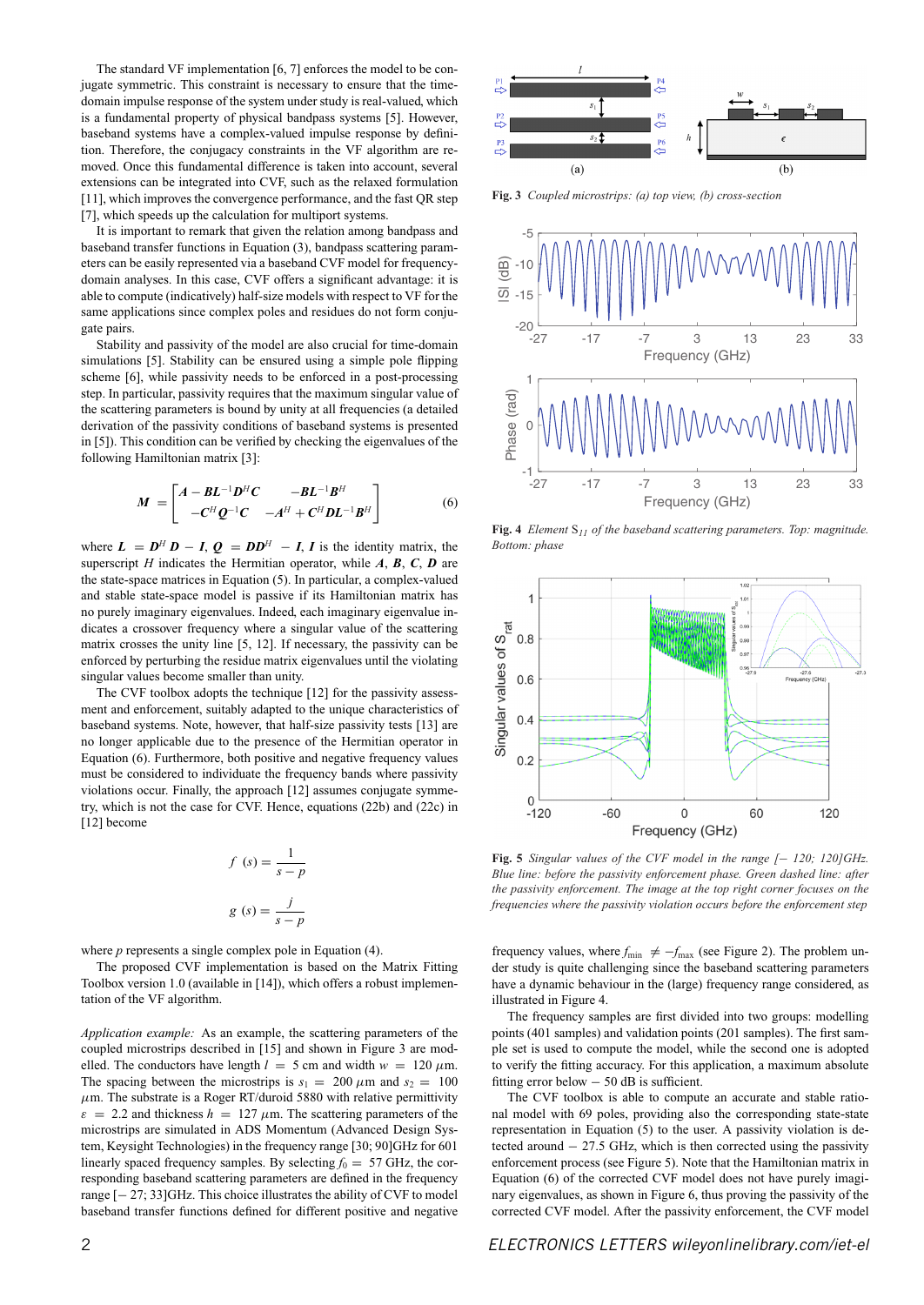The standard VF implementation [6, 7] enforces the model to be conjugate symmetric. This constraint is necessary to ensure that the time-domain impulse response of the system under study is real-valued, which is a fundamental property of physical bandpass systems [5]. However, baseband systems have a complex-valued impulse response by definition. Therefore, the conjugacy constraints in the VF algorithm are removed. Once this fundamental difference is taken into account, several extensions can be integrated into CVF, such as the relaxed formulation [11], which improves the convergence performance, and the fast QR step [7], which speeds up the calculation for multiport systems.

It is important to remark that given the relation among bandpass and baseband transfer functions in Equation (3), bandpass scattering parameters can be easily represented via a baseband CVF model for frequency-domain analyses. In this case, CVF offers a significant advantage: it is able to compute (indicatively) half-size models with respect to VF for the same applications since complex poles and residues do not form conjugate pairs.

Stability and passivity of the model are also crucial for time-domain simulations [5]. Stability can be ensured using a simple pole flipping scheme [6], while passivity needs to be enforced in a post-processing step. In particular, passivity requires that the maximum singular value of the scattering parameters is bound by unity at all frequencies (a detailed derivation of the passivity conditions of baseband systems is presented in [5]). This condition can be verified by checking the eigenvalues of the following Hamiltonian matrix [3]:

$$\boldsymbol{M} = \begin{bmatrix} \boldsymbol{A} - \boldsymbol{B}\boldsymbol{L}^{-1}\boldsymbol{D}^{H}\boldsymbol{C} & -\boldsymbol{B}\boldsymbol{L}^{-1}\boldsymbol{B}^{H} \\ -\boldsymbol{C}^{H}\boldsymbol{Q}^{-1}\boldsymbol{C} & -\boldsymbol{A}^{H} + \boldsymbol{C}^{H}\boldsymbol{D}\boldsymbol{L}^{-1}\boldsymbol{B}^{H} \end{bmatrix} \tag{6}$$

where $\boldsymbol{L} = \boldsymbol{D}^{H}\boldsymbol{D} - \boldsymbol{I}$, $\boldsymbol{Q} = \boldsymbol{D}\boldsymbol{D}^{H} - \boldsymbol{I}$, $\boldsymbol{I}$ is the identity matrix, the superscript $H$ indicates the Hermitian operator, while $\boldsymbol{A}$, $\boldsymbol{B}$, $\boldsymbol{C}$, $\boldsymbol{D}$ are the state-space matrices in Equation (5). In particular, a complex-valued and stable state-space model is passive if its Hamiltonian matrix has no purely imaginary eigenvalues. Indeed, each imaginary eigenvalue indicates a crossover frequency where a singular value of the scattering matrix crosses the unity line [5, 12]. If necessary, the passivity can be enforced by perturbing the residue matrix eigenvalues until the violating singular values become smaller than unity.

The CVF toolbox adopts the technique [12] for the passivity assessment and enforcement, suitably adapted to the unique characteristics of baseband systems. Note, however, that half-size passivity tests [13] are no longer applicable due to the presence of the Hermitian operator in Equation (6). Furthermore, both positive and negative frequency values must be considered to individuate the frequency bands where passivity violations occur. Finally, the approach [12] assumes conjugate symmetry, which is not the case for CVF. Hence, equations (22b) and (22c) in [12] become

$$f(s) = \frac{1}{s-p}$$

$$g(s) = \frac{j}{s-p}$$

where $p$ represents a single complex pole in Equation (4).

The proposed CVF implementation is based on the Matrix Fitting Toolbox version 1.0 (available in [14]), which offers a robust implementation of the VF algorithm.

*Application example:* As an example, the scattering parameters of the coupled microstrips described in [15] and shown in Figure 3 are modelled. The conductors have length $l = 5$ cm and width $w = 120$ $\mu$m. The spacing between the microstrips is $s_1 = 200$ $\mu$m and $s_2 = 100$ $\mu$m. The substrate is a Roger RT/duroid 5880 with relative permittivity $\varepsilon = 2.2$ and thickness $h = 127$ $\mu$m. The scattering parameters of the microstrips are simulated in ADS Momentum (Advanced Design System, Keysight Technologies) in the frequency range [30; 90]GHz for 601 linearly spaced frequency samples. By selecting $f_0 = 57$ GHz, the corresponding baseband scattering parameters are defined in the frequency range $[-27; 33]$GHz. This choice illustrates the ability of CVF to model baseband transfer functions defined for different positive and negative frequency values, where $f_{\min} \neq -f_{\max}$ (see Figure 2). The problem under study is quite challenging since the baseband scattering parameters have a dynamic behaviour in the (large) frequency range considered, as illustrated in Figure 4.

**Fig. 3** *Coupled microstrips: (a) top view, (b) cross-section*

**Fig. 4** *Element $S_{11}$ of the baseband scattering parameters. Top: magnitude. Bottom: phase*

**Fig. 5** *Singular values of the CVF model in the range $[-120; 120]$GHz. Blue line: before the passivity enforcement phase. Green dashed line: after the passivity enforcement. The image at the top right corner focuses on the frequencies where the passivity violation occurs before the enforcement step*

The frequency samples are first divided into two groups: modelling points (401 samples) and validation points (201 samples). The first sample set is used to compute the model, while the second one is adopted to verify the fitting accuracy. For this application, a maximum absolute fitting error below $-50$ dB is sufficient.

The CVF toolbox is able to compute an accurate and stable rational model with 69 poles, providing also the corresponding state-state representation in Equation (5) to the user. A passivity violation is detected around $-27.5$ GHz, which is then corrected using the passivity enforcement process (see Figure 5). Note that the Hamiltonian matrix in Equation (6) of the corrected CVF model does not have purely imaginary eigenvalues, as shown in Figure 6, thus proving the passivity of the corrected CVF model. After the passivity enforcement, the CVF model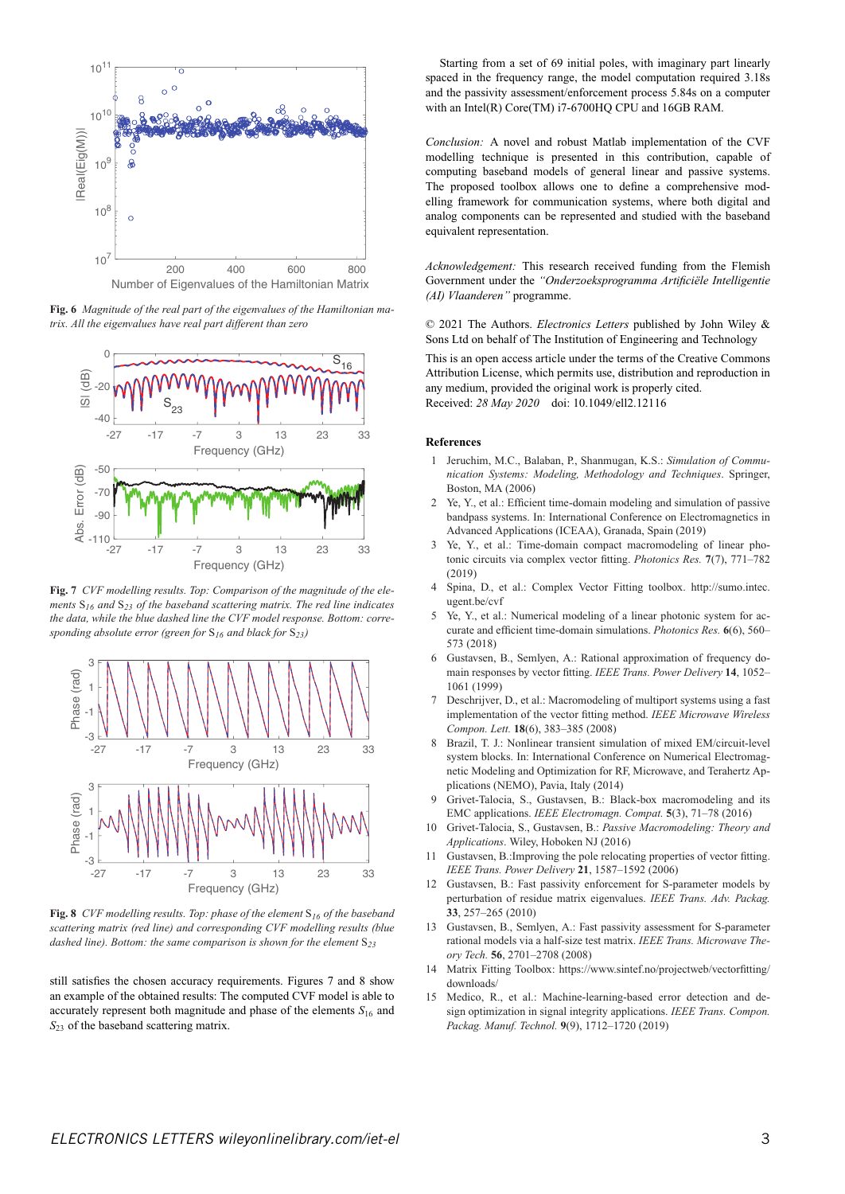10[11]

10[10]

10[9]

10[8]

10[7]

200 400 600 800

|Real(Eig(M))|

Number of Eigenvalues of the Hamiltonian Matrix

**Fig. 6** *Magnitude of the real part of the eigenvalues of the Hamiltonian matrix. All the eigenvalues have real part different than zero*

0 -20 -40

|S| (dB)

$S_{16}$

$S_{23}$

-27 -17 -7 3 13 23 33

Frequency (GHz)

-50 -70 -90 -110

Abs. Error (dB)

-27 -17 -7 3 13 23 33

Frequency (GHz)

**Fig. 7** *CVF modelling results. Top: Comparison of the magnitude of the elements* $S_{16}$ *and* $S_{23}$ *of the baseband scattering matrix. The red line indicates the data, while the blue dashed line the CVF model response. Bottom: corresponding absolute error (green for* $S_{16}$ *and black for* $S_{23}$*)*

3 1 -1 -3

Phase (rad)

-27 -17 -7 3 13 23 33

Frequency (GHz)

3 1 -1 -3

Phase (rad)

-27 -17 -7 3 13 23 33

Frequency (GHz)

**Fig. 8** *CVF modelling results. Top: phase of the element* $S_{16}$ *of the baseband scattering matrix (red line) and corresponding CVF modelling results (blue dashed line). Bottom: the same comparison is shown for the element* $S_{23}$

still satisfies the chosen accuracy requirements. Figures 7 and 8 show an example of the obtained results: The computed CVF model is able to accurately represent both magnitude and phase of the elements $S_{16}$ and $S_{23}$ of the baseband scattering matrix.

Starting from a set of 69 initial poles, with imaginary part linearly spaced in the frequency range, the model computation required 3.18s and the passivity assessment/enforcement process 5.84s on a computer with an Intel(R) Core(TM) i7-6700HQ CPU and 16GB RAM.

*Conclusion:* A novel and robust Matlab implementation of the CVF modelling technique is presented in this contribution, capable of computing baseband models of general linear and passive systems. The proposed toolbox allows one to define a comprehensive modelling framework for communication systems, where both digital and analog components can be represented and studied with the baseband equivalent representation.

*Acknowledgement:* This research received funding from the Flemish Government under the *"Onderzoeksprogramma Artificiële Intelligentie (AI) Vlaanderen"* programme.

© 2021 The Authors. *Electronics Letters* published by John Wiley & Sons Ltd on behalf of The Institution of Engineering and Technology

This is an open access article under the terms of the Creative Commons Attribution License, which permits use, distribution and reproduction in any medium, provided the original work is properly cited.

Received: *28 May 2020* doi: 10.1049/ell2.12116

## References

1. Jeruchim, M.C., Balaban, P., Shanmugan, K.S.: *Simulation of Communication Systems: Modeling, Methodology and Techniques*. Springer, Boston, MA (2006)
2. Ye, Y., et al.: Efficient time-domain modeling and simulation of passive bandpass systems. In: International Conference on Electromagnetics in Advanced Applications (ICEAA), Granada, Spain (2019)
3. Ye, Y., et al.: Time-domain compact macromodeling of linear photonic circuits via complex vector fitting. *Photonics Res.* **7**(7), 771–782 (2019)
4. Spina, D., et al.: Complex Vector Fitting toolbox. http://sumo.intec.ugent.be/cvf
5. Ye, Y., et al.: Numerical modeling of a linear photonic system for accurate and efficient time-domain simulations. *Photonics Res.* **6**(6), 560–573 (2018)
6. Gustavsen, B., Semlyen, A.: Rational approximation of frequency domain responses by vector fitting. *IEEE Trans. Power Delivery* **14**, 1052–1061 (1999)
7. Deschrijver, D., et al.: Macromodeling of multiport systems using a fast implementation of the vector fitting method. *IEEE Microwave Wireless Compon. Lett.* **18**(6), 383–385 (2008)
8. Brazil, T. J.: Nonlinear transient simulation of mixed EM/circuit-level system blocks. In: International Conference on Numerical Electromagnetic Modeling and Optimization for RF, Microwave, and Terahertz Applications (NEMO), Pavia, Italy (2014)
9. Grivet-Talocia, S., Gustavsen, B.: Black-box macromodeling and its EMC applications. *IEEE Electromagn. Compat.* **5**(3), 71–78 (2016)
10. Grivet-Talocia, S., Gustavsen, B.: *Passive Macromodeling: Theory and Applications*. Wiley, Hoboken NJ (2016)
11. Gustavsen, B.:Improving the pole relocating properties of vector fitting. *IEEE Trans. Power Delivery* **21**, 1587–1592 (2006)
12. Gustavsen, B.: Fast passivity enforcement for S-parameter models by perturbation of residue matrix eigenvalues. *IEEE Trans. Adv. Packag.* **33**, 257–265 (2010)
13. Gustavsen, B., Semlyen, A.: Fast passivity assessment for S-parameter rational models via a half-size test matrix. *IEEE Trans. Microwave Theory Tech.* **56**, 2701–2708 (2008)
14. Matrix Fitting Toolbox: https://www.sintef.no/projectweb/vectorfitting/downloads/
15. Medico, R., et al.: Machine-learning-based error detection and design optimization in signal integrity applications. *IEEE Trans. Compon. Packag. Manuf. Technol.* **9**(9), 1712–1720 (2019)